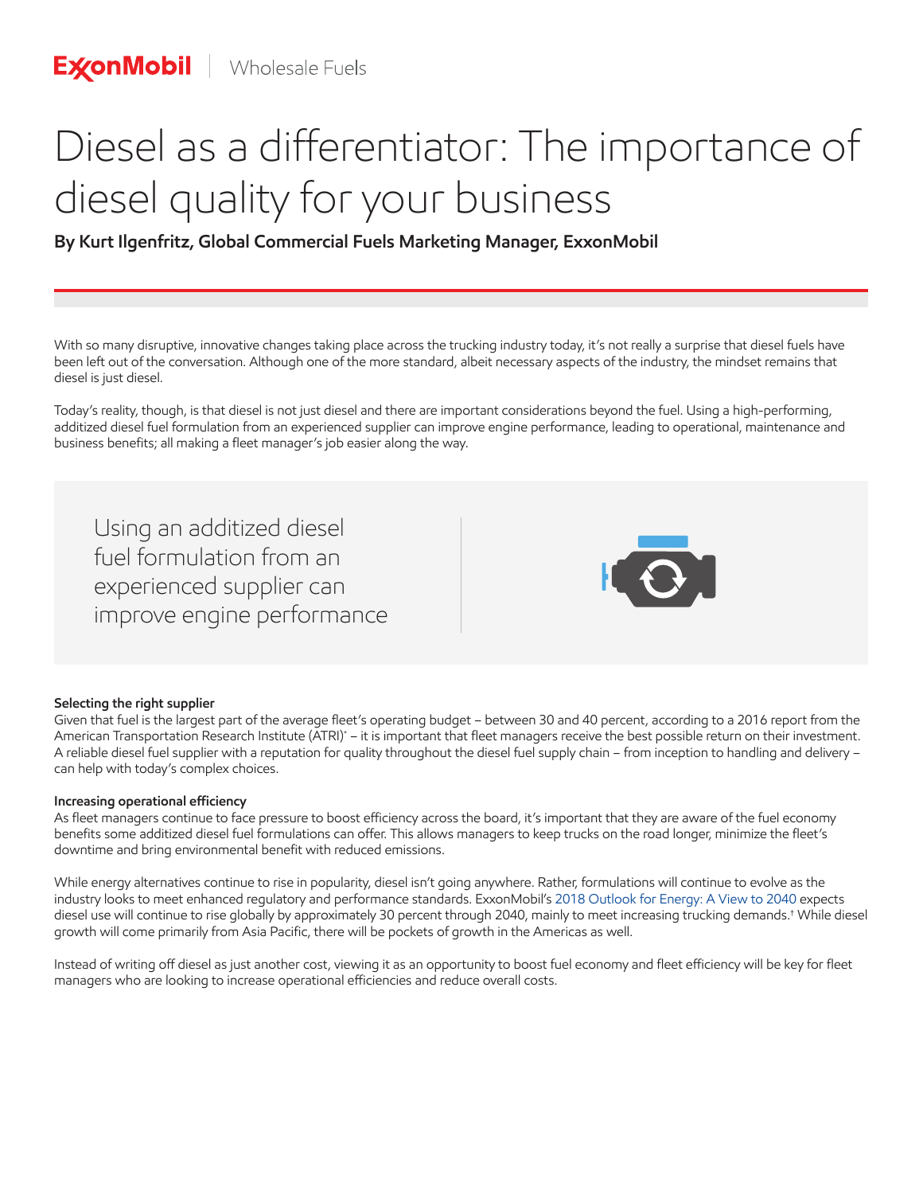ExxonMobil | Wholesale Fuels

# Diesel as a differentiator: The importance of diesel quality for your business

**By Kurt Ilgenfritz, Global Commercial Fuels Marketing Manager, ExxonMobil**

With so many disruptive, innovative changes taking place across the trucking industry today, it's not really a surprise that diesel fuels have been left out of the conversation. Although one of the more standard, albeit necessary aspects of the industry, the mindset remains that diesel is just diesel.

Today's reality, though, is that diesel is not just diesel and there are important considerations beyond the fuel. Using a high-performing, additized diesel fuel formulation from an experienced supplier can improve engine performance, leading to operational, maintenance and business benefits; all making a fleet manager's job easier along the way.

> Using an additized diesel fuel formulation from an experienced supplier can improve engine performance

#### Selecting the right supplier

Given that fuel is the largest part of the average fleet's operating budget – between 30 and 40 percent, according to a 2016 report from the American Transportation Research Institute (ATRI)* – it is important that fleet managers receive the best possible return on their investment. A reliable diesel fuel supplier with a reputation for quality throughout the diesel fuel supply chain – from inception to handling and delivery – can help with today's complex choices.

#### Increasing operational efficiency

As fleet managers continue to face pressure to boost efficiency across the board, it's important that they are aware of the fuel economy benefits some additized diesel fuel formulations can offer. This allows managers to keep trucks on the road longer, minimize the fleet's downtime and bring environmental benefit with reduced emissions.

While energy alternatives continue to rise in popularity, diesel isn't going anywhere. Rather, formulations will continue to evolve as the industry looks to meet enhanced regulatory and performance standards. ExxonMobil's 2018 Outlook for Energy: A View to 2040 expects diesel use will continue to rise globally by approximately 30 percent through 2040, mainly to meet increasing trucking demands.† While diesel growth will come primarily from Asia Pacific, there will be pockets of growth in the Americas as well.

Instead of writing off diesel as just another cost, viewing it as an opportunity to boost fuel economy and fleet efficiency will be key for fleet managers who are looking to increase operational efficiencies and reduce overall costs.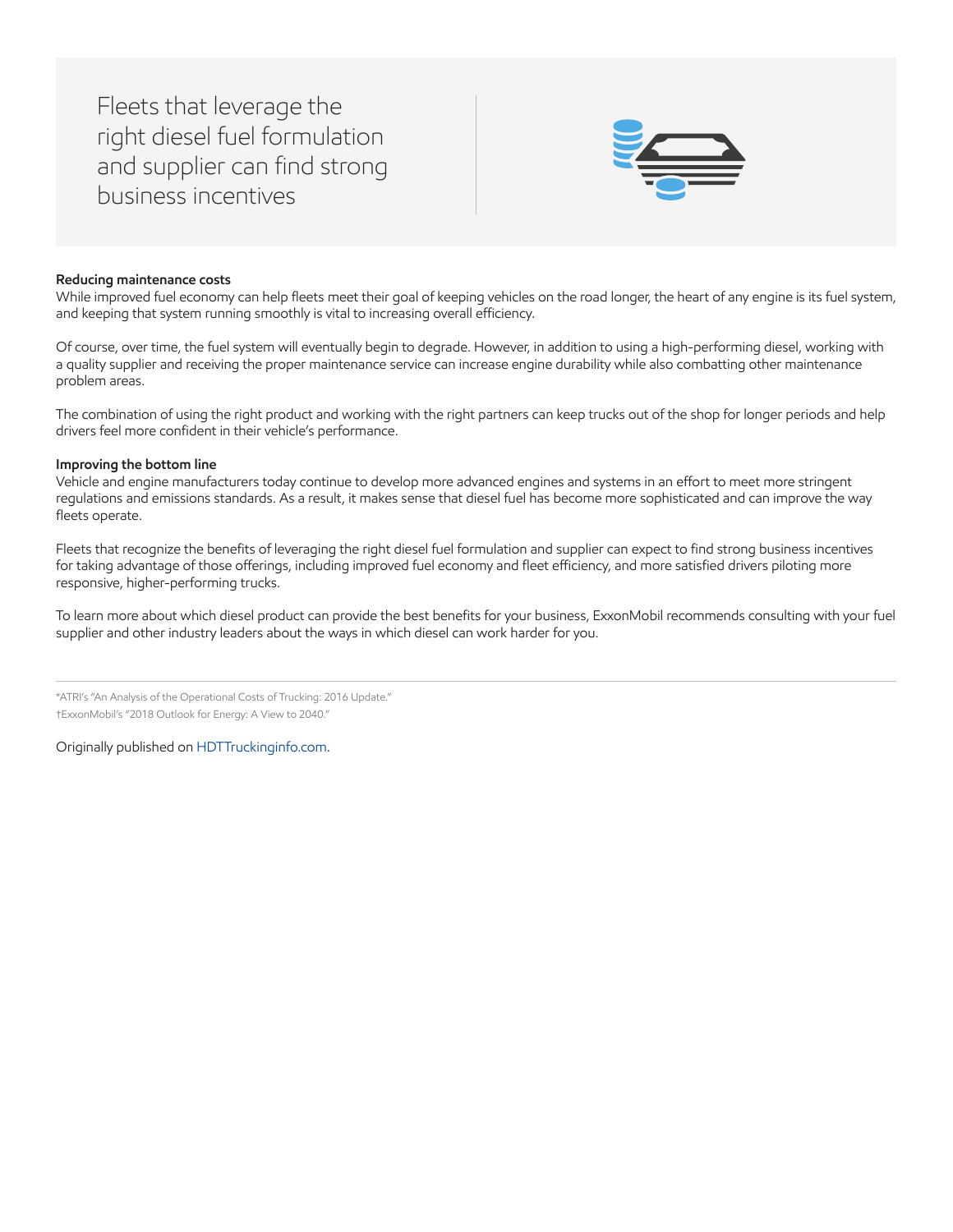Fleets that leverage the right diesel fuel formulation and supplier can find strong business incentives

**Reducing maintenance costs**

While improved fuel economy can help fleets meet their goal of keeping vehicles on the road longer, the heart of any engine is its fuel system, and keeping that system running smoothly is vital to increasing overall efficiency.

Of course, over time, the fuel system will eventually begin to degrade. However, in addition to using a high-performing diesel, working with a quality supplier and receiving the proper maintenance service can increase engine durability while also combatting other maintenance problem areas.

The combination of using the right product and working with the right partners can keep trucks out of the shop for longer periods and help drivers feel more confident in their vehicle's performance.

**Improving the bottom line**

Vehicle and engine manufacturers today continue to develop more advanced engines and systems in an effort to meet more stringent regulations and emissions standards. As a result, it makes sense that diesel fuel has become more sophisticated and can improve the way fleets operate.

Fleets that recognize the benefits of leveraging the right diesel fuel formulation and supplier can expect to find strong business incentives for taking advantage of those offerings, including improved fuel economy and fleet efficiency, and more satisfied drivers piloting more responsive, higher-performing trucks.

To learn more about which diesel product can provide the best benefits for your business, ExxonMobil recommends consulting with your fuel supplier and other industry leaders about the ways in which diesel can work harder for you.

---

*ATRI's "An Analysis of the Operational Costs of Trucking: 2016 Update."

†ExxonMobil's "2018 Outlook for Energy: A View to 2040."

Originally published on HDTTruckinginfo.com.